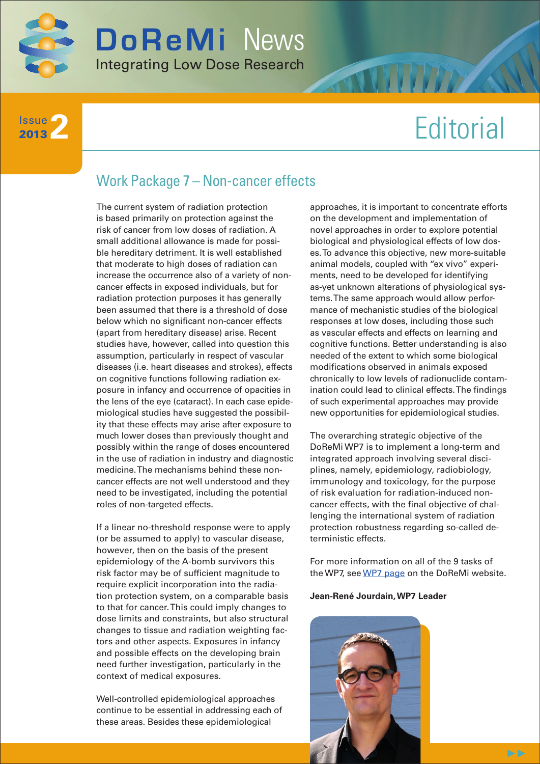# DoReMi News

Integrating Low Dose Research

Issue 2 2013

# Editorial

## Work Package 7 – Non-cancer effects

The current system of radiation protection is based primarily on protection against the risk of cancer from low doses of radiation. A small additional allowance is made for possible hereditary detriment. It is well established that moderate to high doses of radiation can increase the occurrence also of a variety of non-cancer effects in exposed individuals, but for radiation protection purposes it has generally been assumed that there is a threshold of dose below which no significant non-cancer effects (apart from hereditary disease) arise. Recent studies have, however, called into question this assumption, particularly in respect of vascular diseases (i.e. heart diseases and strokes), effects on cognitive functions following radiation exposure in infancy and occurrence of opacities in the lens of the eye (cataract). In each case epidemiological studies have suggested the possibility that these effects may arise after exposure to much lower doses than previously thought and possibly within the range of doses encountered in the use of radiation in industry and diagnostic medicine. The mechanisms behind these non-cancer effects are not well understood and they need to be investigated, including the potential roles of non-targeted effects.

If a linear no-threshold response were to apply (or be assumed to apply) to vascular disease, however, then on the basis of the present epidemiology of the A-bomb survivors this risk factor may be of sufficient magnitude to require explicit incorporation into the radiation protection system, on a comparable basis to that for cancer. This could imply changes to dose limits and constraints, but also structural changes to tissue and radiation weighting factors and other aspects. Exposures in infancy and possible effects on the developing brain need further investigation, particularly in the context of medical exposures.

Well-controlled epidemiological approaches continue to be essential in addressing each of these areas. Besides these epidemiological approaches, it is important to concentrate efforts on the development and implementation of novel approaches in order to explore potential biological and physiological effects of low doses. To advance this objective, new more-suitable animal models, coupled with "ex vivo" experiments, need to be developed for identifying as-yet unknown alterations of physiological systems. The same approach would allow performance of mechanistic studies of the biological responses at low doses, including those such as vascular effects and effects on learning and cognitive functions. Better understanding is also needed of the extent to which some biological modifications observed in animals exposed chronically to low levels of radionuclide contamination could lead to clinical effects. The findings of such experimental approaches may provide new opportunities for epidemiological studies.

The overarching strategic objective of the DoReMi WP7 is to implement a long-term and integrated approach involving several disciplines, namely, epidemiology, radiobiology, immunology and toxicology, for the purpose of risk evaluation for radiation-induced non-cancer effects, with the final objective of challenging the international system of radiation protection robustness regarding so-called deterministic effects.

For more information on all of the 9 tasks of the WP7, see WP7 page on the DoReMi website.

**Jean-René Jourdain, WP7 Leader**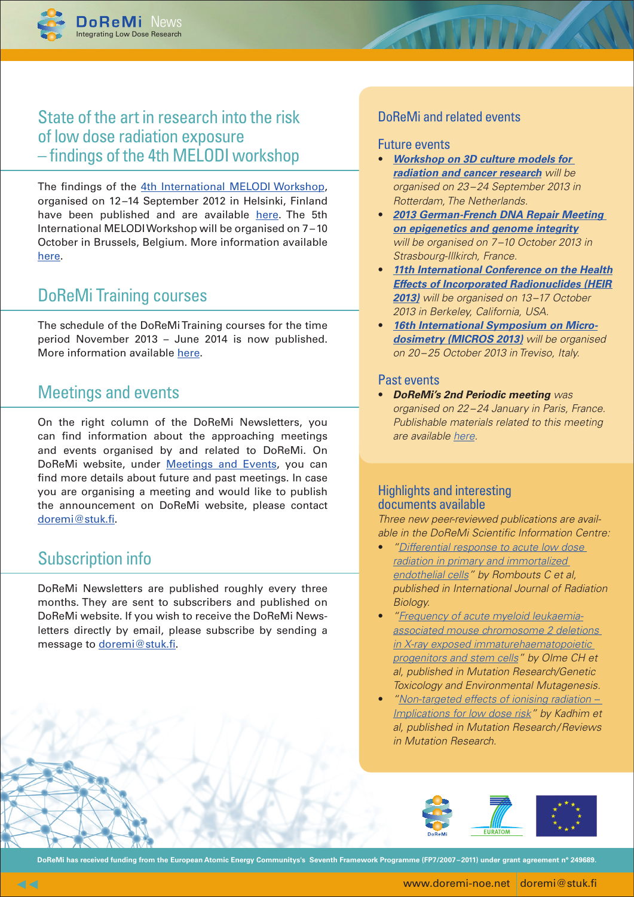## State of the art in research into the risk of low dose radiation exposure – findings of the 4th MELODI workshop

The findings of the 4th International MELODI Workshop, organised on 12–14 September 2012 in Helsinki, Finland have been published and are available here. The 5th International MELODI Workshop will be organised on 7–10 October in Brussels, Belgium. More information available here.

## DoReMi Training courses

The schedule of the DoReMi Training courses for the time period November 2013 – June 2014 is now published. More information available here.

## Meetings and events

On the right column of the DoReMi Newsletters, you can find information about the approaching meetings and events organised by and related to DoReMi. On DoReMi website, under Meetings and Events, you can find more details about future and past meetings. In case you are organising a meeting and would like to publish the announcement on DoReMi website, please contact doremi@stuk.fi.

## Subscription info

DoReMi Newsletters are published roughly every three months. They are sent to subscribers and published on DoReMi website. If you wish to receive the DoReMi Newsletters directly by email, please subscribe by sending a message to doremi@stuk.fi.

## DoReMi and related events

### Future events

- ***Workshop on 3D culture models for radiation and cancer research*** *will be organised on 23–24 September 2013 in Rotterdam, The Netherlands.*
- ***2013 German-French DNA Repair Meeting on epigenetics and genome integrity*** *will be organised on 7–10 October 2013 in Strasbourg-Illkirch, France.*
- ***11th International Conference on the Health Effects of Incorporated Radionuclides (HEIR 2013)*** *will be organised on 13–17 October 2013 in Berkeley, California, USA.*
- ***16th International Symposium on Microdosimetry (MICROS 2013)*** *will be organised on 20–25 October 2013 in Treviso, Italy.*

### Past events

- ***DoReMi's 2nd Periodic meeting*** *was organised on 22–24 January in Paris, France. Publishable materials related to this meeting are available here.*

## Highlights and interesting documents available

*Three new peer-reviewed publications are available in the DoReMi Scientific Information Centre:*

- *"Differential response to acute low dose radiation in primary and immortalized endothelial cells" by Rombouts C et al, published in International Journal of Radiation Biology.*
- *"Frequency of acute myeloid leukaemia-associated mouse chromosome 2 deletions in X-ray exposed immaturehaematopoietic progenitors and stem cells" by Olme CH et al, published in Mutation Research/Genetic Toxicology and Environmental Mutagenesis.*
- *"Non-targeted effects of ionising radiation – Implications for low dose risk" by Kadhim et al, published in Mutation Research/Reviews in Mutation Research.*

DoReMi has received funding from the European Atomic Energy Communitys's Seventh Framework Programme (FP7/2007–2011) under grant agreement nº 249689.

www.doremi-noe.net | doremi@stuk.fi